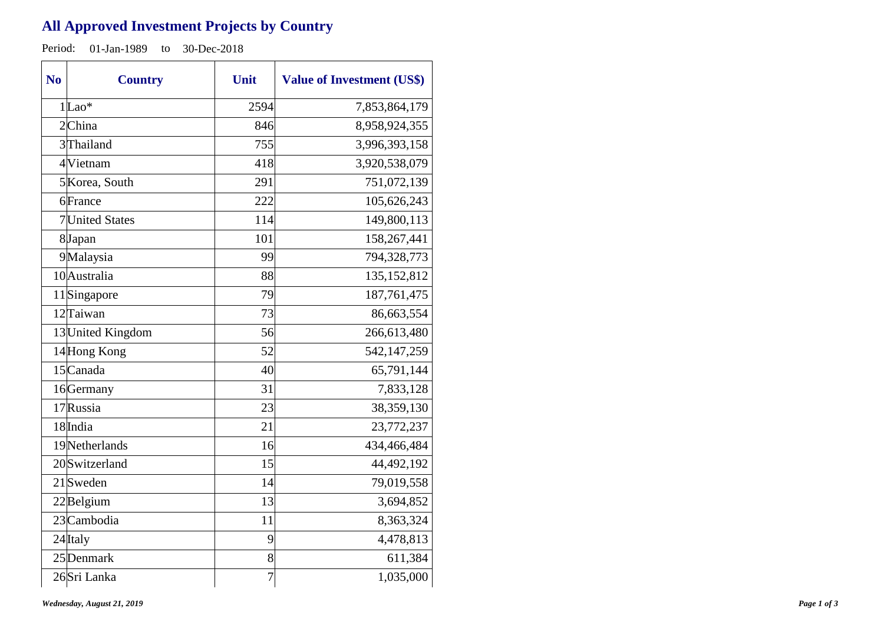# All Approved Investment Projects by Country

Period: 01-Jan-1989 to 30-Dec-2018

| No | Country | Unit | Value of Investment (US$) |
|---|---|---|---|
| 1 | Lao* | 2594 | 7,853,864,179 |
| 2 | China | 846 | 8,958,924,355 |
| 3 | Thailand | 755 | 3,996,393,158 |
| 4 | Vietnam | 418 | 3,920,538,079 |
| 5 | Korea, South | 291 | 751,072,139 |
| 6 | France | 222 | 105,626,243 |
| 7 | United States | 114 | 149,800,113 |
| 8 | Japan | 101 | 158,267,441 |
| 9 | Malaysia | 99 | 794,328,773 |
| 10 | Australia | 88 | 135,152,812 |
| 11 | Singapore | 79 | 187,761,475 |
| 12 | Taiwan | 73 | 86,663,554 |
| 13 | United Kingdom | 56 | 266,613,480 |
| 14 | Hong Kong | 52 | 542,147,259 |
| 15 | Canada | 40 | 65,791,144 |
| 16 | Germany | 31 | 7,833,128 |
| 17 | Russia | 23 | 38,359,130 |
| 18 | India | 21 | 23,772,237 |
| 19 | Netherlands | 16 | 434,466,484 |
| 20 | Switzerland | 15 | 44,492,192 |
| 21 | Sweden | 14 | 79,019,558 |
| 22 | Belgium | 13 | 3,694,852 |
| 23 | Cambodia | 11 | 8,363,324 |
| 24 | Italy | 9 | 4,478,813 |
| 25 | Denmark | 8 | 611,384 |
| 26 | Sri Lanka | 7 | 1,035,000 |

*Wednesday, August 21, 2019*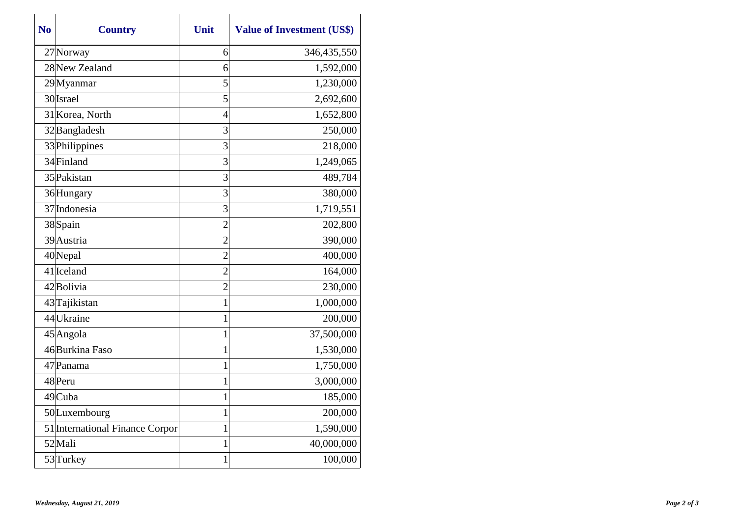| No | Country | Unit | Value of Investment (US$) |
|---|---|---|---|
| 27 | Norway | 6 | 346,435,550 |
| 28 | New Zealand | 6 | 1,592,000 |
| 29 | Myanmar | 5 | 1,230,000 |
| 30 | Israel | 5 | 2,692,600 |
| 31 | Korea, North | 4 | 1,652,800 |
| 32 | Bangladesh | 3 | 250,000 |
| 33 | Philippines | 3 | 218,000 |
| 34 | Finland | 3 | 1,249,065 |
| 35 | Pakistan | 3 | 489,784 |
| 36 | Hungary | 3 | 380,000 |
| 37 | Indonesia | 3 | 1,719,551 |
| 38 | Spain | 2 | 202,800 |
| 39 | Austria | 2 | 390,000 |
| 40 | Nepal | 2 | 400,000 |
| 41 | Iceland | 2 | 164,000 |
| 42 | Bolivia | 2 | 230,000 |
| 43 | Tajikistan | 1 | 1,000,000 |
| 44 | Ukraine | 1 | 200,000 |
| 45 | Angola | 1 | 37,500,000 |
| 46 | Burkina Faso | 1 | 1,530,000 |
| 47 | Panama | 1 | 1,750,000 |
| 48 | Peru | 1 | 3,000,000 |
| 49 | Cuba | 1 | 185,000 |
| 50 | Luxembourg | 1 | 200,000 |
| 51 | International Finance Corpor | 1 | 1,590,000 |
| 52 | Mali | 1 | 40,000,000 |
| 53 | Turkey | 1 | 100,000 |

*Wednesday, August 21, 2019*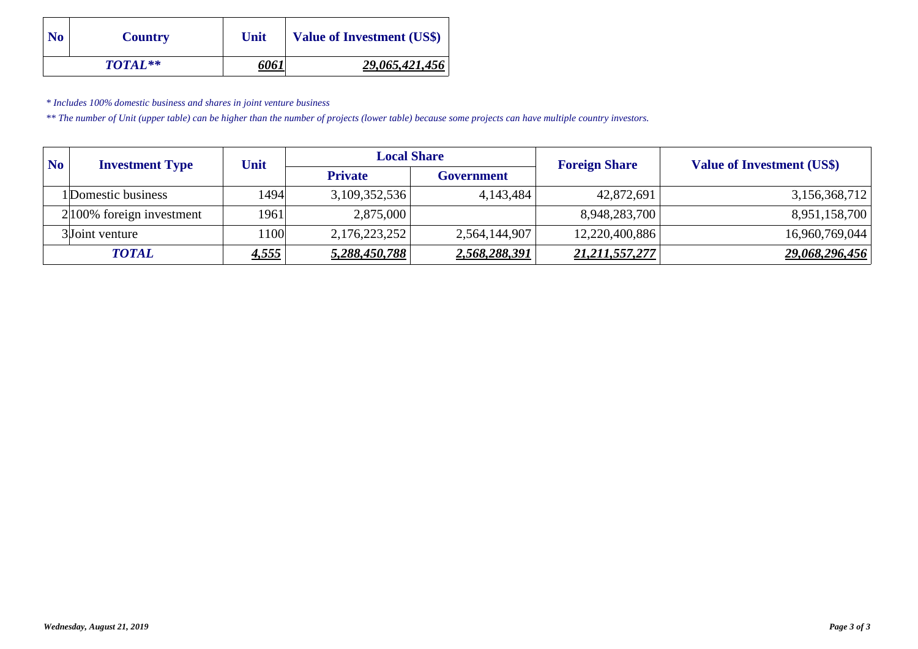| No | Country | Unit | Value of Investment (US$) |
|---|---|---|---|
| ***TOTAL\*\**** | | ***6061*** | ***29,065,421,456*** |

*\* Includes 100% domestic business and shares in joint venture business*

*\*\* The number of Unit (upper table) can be higher than the number of projects (lower table) because some projects can have multiple country investors.*

| No | Investment Type | Unit | Local Share | | Foreign Share | Value of Investment (US$) |
|---|---|---|---|---|---|---|
| | | | Private | Government | | |
| 1 | Domestic business | 1494 | 3,109,352,536 | 4,143,484 | 42,872,691 | 3,156,368,712 |
| 2 | 100% foreign investment | 1961 | 2,875,000 | | 8,948,283,700 | 8,951,158,700 |
| 3 | Joint venture | 1100 | 2,176,223,252 | 2,564,144,907 | 12,220,400,886 | 16,960,769,044 |
| ***TOTAL*** | | ***4,555*** | ***5,288,450,788*** | ***2,568,288,391*** | ***21,211,557,277*** | ***29,068,296,456*** |

*Wednesday, August 21, 2019*